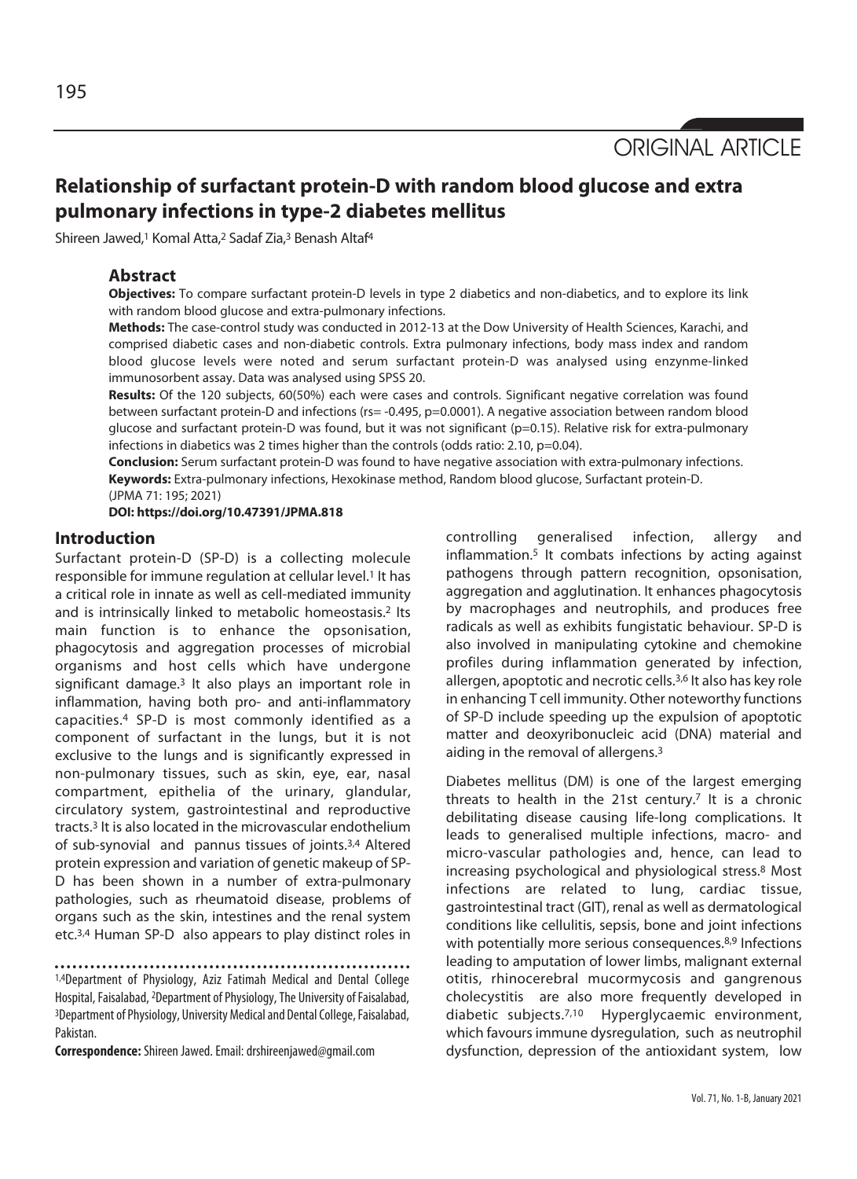ORIGINAL ARTICLE

# Relationship of surfactant protein-D with random blood glucose and extra pulmonary infections in type-2 diabetes mellitus

Shireen Jawed,[1] Komal Atta,[2] Sadaf Zia,[3] Benash Altaf[4]

## Abstract

**Objectives:** To compare surfactant protein-D levels in type 2 diabetics and non-diabetics, and to explore its link with random blood glucose and extra-pulmonary infections.

**Methods:** The case-control study was conducted in 2012-13 at the Dow University of Health Sciences, Karachi, and comprised diabetic cases and non-diabetic controls. Extra pulmonary infections, body mass index and random blood glucose levels were noted and serum surfactant protein-D was analysed using enzynme-linked immunosorbent assay. Data was analysed using SPSS 20.

**Results:** Of the 120 subjects, 60(50%) each were cases and controls. Significant negative correlation was found between surfactant protein-D and infections (rs= -0.495, p=0.0001). A negative association between random blood glucose and surfactant protein-D was found, but it was not significant (p=0.15). Relative risk for extra-pulmonary infections in diabetics was 2 times higher than the controls (odds ratio: 2.10, p=0.04).

**Conclusion:** Serum surfactant protein-D was found to have negative association with extra-pulmonary infections.

**Keywords:** Extra-pulmonary infections, Hexokinase method, Random blood glucose, Surfactant protein-D.

(JPMA 71: 195; 2021)

**DOI: https://doi.org/10.47391/JPMA.818**

## Introduction

Surfactant protein-D (SP-D) is a collecting molecule responsible for immune regulation at cellular level.[1] It has a critical role in innate as well as cell-mediated immunity and is intrinsically linked to metabolic homeostasis.[2] Its main function is to enhance the opsonisation, phagocytosis and aggregation processes of microbial organisms and host cells which have undergone significant damage.[3] It also plays an important role in inflammation, having both pro- and anti-inflammatory capacities.[4] SP-D is most commonly identified as a component of surfactant in the lungs, but it is not exclusive to the lungs and is significantly expressed in non-pulmonary tissues, such as skin, eye, ear, nasal compartment, epithelia of the urinary, glandular, circulatory system, gastrointestinal and reproductive tracts.[3] It is also located in the microvascular endothelium of sub-synovial and pannus tissues of joints.[3,4] Altered protein expression and variation of genetic makeup of SP-D has been shown in a number of extra-pulmonary pathologies, such as rheumatoid disease, problems of organs such as the skin, intestines and the renal system etc.[3,4] Human SP-D also appears to play distinct roles in controlling generalised infection, allergy and inflammation.[5] It combats infections by acting against pathogens through pattern recognition, opsonisation, aggregation and agglutination. It enhances phagocytosis by macrophages and neutrophils, and produces free radicals as well as exhibits fungistatic behaviour. SP-D is also involved in manipulating cytokine and chemokine profiles during inflammation generated by infection, allergen, apoptotic and necrotic cells.[3,6] It also has key role in enhancing T cell immunity. Other noteworthy functions of SP-D include speeding up the expulsion of apoptotic matter and deoxyribonucleic acid (DNA) material and aiding in the removal of allergens.[3]

Diabetes mellitus (DM) is one of the largest emerging threats to health in the 21st century.[7] It is a chronic debilitating disease causing life-long complications. It leads to generalised multiple infections, macro- and micro-vascular pathologies and, hence, can lead to increasing psychological and physiological stress.[8] Most infections are related to lung, cardiac tissue, gastrointestinal tract (GIT), renal as well as dermatological conditions like cellulitis, sepsis, bone and joint infections with potentially more serious consequences.[8,9] Infections leading to amputation of lower limbs, malignant external otitis, rhinocerebral mucormycosis and gangrenous cholecystitis are also more frequently developed in diabetic subjects.[7,10] Hyperglycaemic environment, which favours immune dysregulation, such as neutrophil dysfunction, depression of the antioxidant system, low

[1,4]Department of Physiology, Aziz Fatimah Medical and Dental College Hospital, Faisalabad, [2]Department of Physiology, The University of Faisalabad, [3]Department of Physiology, University Medical and Dental College, Faisalabad, Pakistan.

**Correspondence:** Shireen Jawed. Email: drshireenjawed@gmail.com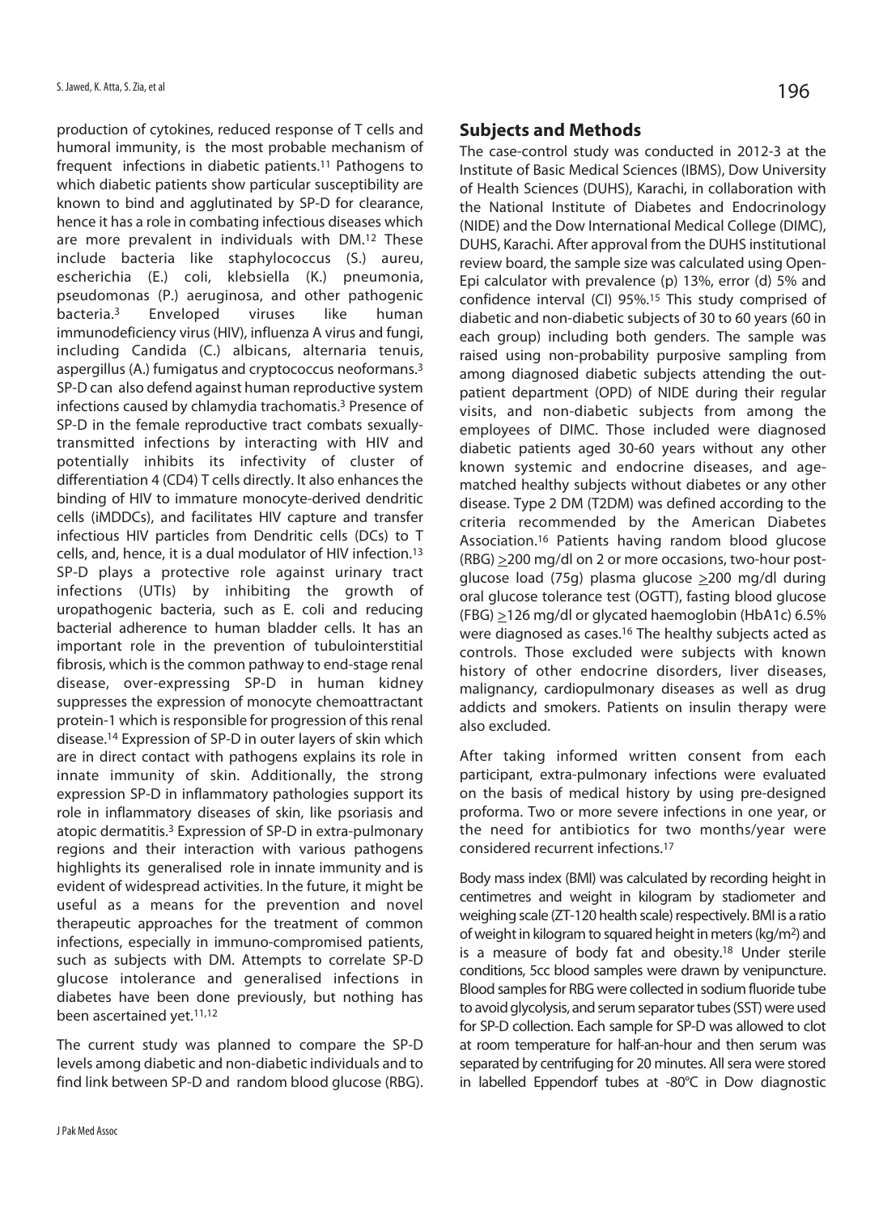production of cytokines, reduced response of T cells and humoral immunity, is the most probable mechanism of frequent infections in diabetic patients.[11] Pathogens to which diabetic patients show particular susceptibility are known to bind and agglutinated by SP-D for clearance, hence it has a role in combating infectious diseases which are more prevalent in individuals with DM.[12] These include bacteria like staphylococcus (S.) aureu, escherichia (E.) coli, klebsiella (K.) pneumonia, pseudomonas (P.) aeruginosa, and other pathogenic bacteria.[3] Enveloped viruses like human immunodeficiency virus (HIV), influenza A virus and fungi, including Candida (C.) albicans, alternaria tenuis, aspergillus (A.) fumigatus and cryptococcus neoformans.[3] SP-D can also defend against human reproductive system infections caused by chlamydia trachomatis.[3] Presence of SP-D in the female reproductive tract combats sexually-transmitted infections by interacting with HIV and potentially inhibits its infectivity of cluster of differentiation 4 (CD4) T cells directly. It also enhances the binding of HIV to immature monocyte-derived dendritic cells (iMDDCs), and facilitates HIV capture and transfer infectious HIV particles from Dendritic cells (DCs) to T cells, and, hence, it is a dual modulator of HIV infection.[13] SP-D plays a protective role against urinary tract infections (UTIs) by inhibiting the growth of uropathogenic bacteria, such as E. coli and reducing bacterial adherence to human bladder cells. It has an important role in the prevention of tubulointerstitial fibrosis, which is the common pathway to end-stage renal disease, over-expressing SP-D in human kidney suppresses the expression of monocyte chemoattractant protein-1 which is responsible for progression of this renal disease.[14] Expression of SP-D in outer layers of skin which are in direct contact with pathogens explains its role in innate immunity of skin. Additionally, the strong expression SP-D in inflammatory pathologies support its role in inflammatory diseases of skin, like psoriasis and atopic dermatitis.[3] Expression of SP-D in extra-pulmonary regions and their interaction with various pathogens highlights its generalised role in innate immunity and is evident of widespread activities. In the future, it might be useful as a means for the prevention and novel therapeutic approaches for the treatment of common infections, especially in immuno-compromised patients, such as subjects with DM. Attempts to correlate SP-D glucose intolerance and generalised infections in diabetes have been done previously, but nothing has been ascertained yet.[11,12]

The current study was planned to compare the SP-D levels among diabetic and non-diabetic individuals and to find link between SP-D and random blood glucose (RBG).

## Subjects and Methods

The case-control study was conducted in 2012-3 at the Institute of Basic Medical Sciences (IBMS), Dow University of Health Sciences (DUHS), Karachi, in collaboration with the National Institute of Diabetes and Endocrinology (NIDE) and the Dow International Medical College (DIMC), DUHS, Karachi. After approval from the DUHS institutional review board, the sample size was calculated using Open-Epi calculator with prevalence (p) 13%, error (d) 5% and confidence interval (CI) 95%.[15] This study comprised of diabetic and non-diabetic subjects of 30 to 60 years (60 in each group) including both genders. The sample was raised using non-probability purposive sampling from among diagnosed diabetic subjects attending the out-patient department (OPD) of NIDE during their regular visits, and non-diabetic subjects from among the employees of DIMC. Those included were diagnosed diabetic patients aged 30-60 years without any other known systemic and endocrine diseases, and age-matched healthy subjects without diabetes or any other disease. Type 2 DM (T2DM) was defined according to the criteria recommended by the American Diabetes Association.[16] Patients having random blood glucose (RBG) $\geq$200 mg/dl on 2 or more occasions, two-hour post-glucose load (75g) plasma glucose $\geq$200 mg/dl during oral glucose tolerance test (OGTT), fasting blood glucose (FBG) $\geq$126 mg/dl or glycated haemoglobin (HbA1c) 6.5% were diagnosed as cases.[16] The healthy subjects acted as controls. Those excluded were subjects with known history of other endocrine disorders, liver diseases, malignancy, cardiopulmonary diseases as well as drug addicts and smokers. Patients on insulin therapy were also excluded.

After taking informed written consent from each participant, extra-pulmonary infections were evaluated on the basis of medical history by using pre-designed proforma. Two or more severe infections in one year, or the need for antibiotics for two months/year were considered recurrent infections.[17]

Body mass index (BMI) was calculated by recording height in centimetres and weight in kilogram by stadiometer and weighing scale (ZT-120 health scale) respectively. BMI is a ratio of weight in kilogram to squared height in meters (kg/m$^2$) and is a measure of body fat and obesity.[18] Under sterile conditions, 5cc blood samples were drawn by venipuncture. Blood samples for RBG were collected in sodium fluoride tube to avoid glycolysis, and serum separator tubes (SST) were used for SP-D collection. Each sample for SP-D was allowed to clot at room temperature for half-an-hour and then serum was separated by centrifuging for 20 minutes. All sera were stored in labelled Eppendorf tubes at -80°C in Dow diagnostic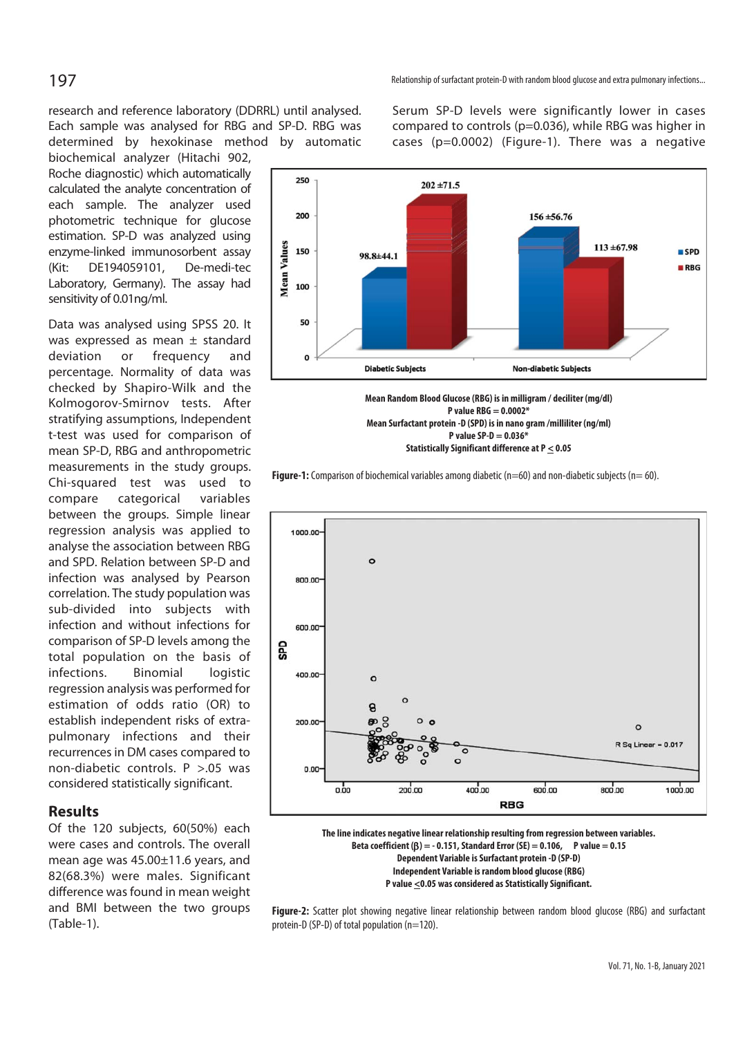research and reference laboratory (DDRRL) until analysed. Each sample was analysed for RBG and SP-D. RBG was determined by hexokinase method by automatic biochemical analyzer (Hitachi 902, Roche diagnostic) which automatically calculated the analyte concentration of each sample. The analyzer used photometric technique for glucose estimation. SP-D was analyzed using enzyme-linked immunosorbent assay (Kit: DE194059101, De-medi-tec Laboratory, Germany). The assay had sensitivity of 0.01ng/ml.

Data was analysed using SPSS 20. It was expressed as mean ± standard deviation or frequency and percentage. Normality of data was checked by Shapiro-Wilk and the Kolmogorov-Smirnov tests. After stratifying assumptions, Independent t-test was used for comparison of mean SP-D, RBG and anthropometric measurements in the study groups. Chi-squared test was used to compare categorical variables between the groups. Simple linear regression analysis was applied to analyse the association between RBG and SPD. Relation between SP-D and infection was analysed by Pearson correlation. The study population was sub-divided into subjects with infection and without infections for comparison of SP-D levels among the total population on the basis of infections. Binomial logistic regression analysis was performed for estimation of odds ratio (OR) to establish independent risks of extra-pulmonary infections and their recurrences in DM cases compared to non-diabetic controls. P >.05 was considered statistically significant.

## Results

Of the 120 subjects, 60(50%) each were cases and controls. The overall mean age was 45.00±11.6 years, and 82(68.3%) were males. Significant difference was found in mean weight and BMI between the two groups (Table-1).

Serum SP-D levels were significantly lower in cases compared to controls (p=0.036), while RBG was higher in cases (p=0.0002) (Figure-1). There was a negative

**Mean Random Blood Glucose (RBG) is in milligram / deciliter (mg/dl)**
**P value RBG = 0.0002***
**Mean Surfactant protein -D (SPD) is in nano gram /milliliter (ng/ml)**
**P value SP-D = 0.036***
**Statistically Significant difference at P ≤ 0.05**

**Figure-1:** Comparison of biochemical variables among diabetic (n=60) and non-diabetic subjects (n= 60).

**The line indicates negative linear relationship resulting from regression between variables.**
**Beta coefficient (β) = - 0.151, Standard Error (SE) = 0.106, P value = 0.15**
**Dependent Variable is Surfactant protein -D (SP-D)**
**Independent Variable is random blood glucose (RBG)**
**P value ≤0.05 was considered as Statistically Significant.**

**Figure-2:** Scatter plot showing negative linear relationship between random blood glucose (RBG) and surfactant protein-D (SP-D) of total population (n=120).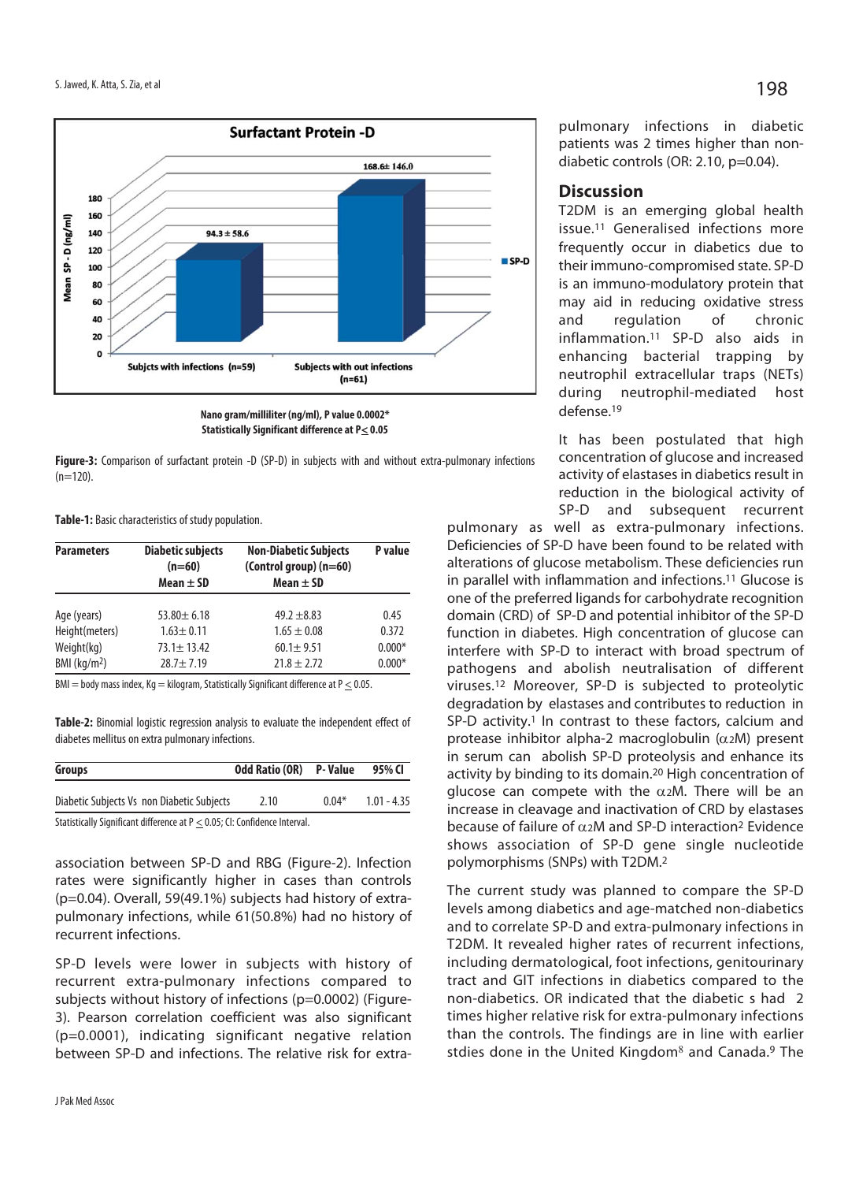Nano gram/milliliter (ng/ml), P value 0.0002*
Statistically Significant difference at P ≤ 0.05

**Figure-3:** Comparison of surfactant protein -D (SP-D) in subjects with and without extra-pulmonary infections (n=120).

**Table-1:** Basic characteristics of study population.

| Parameters | Diabetic subjects (n=60) Mean ± SD | Non-Diabetic Subjects (Control group) (n=60) Mean ± SD | P value |
|---|---|---|---|
| Age (years) | 53.80± 6.18 | 49.2 ±8.83 | 0.45 |
| Height(meters) | 1.63± 0.11 | 1.65 ± 0.08 | 0.372 |
| Weight(kg) | 73.1± 13.42 | 60.1± 9.51 | 0.000* |
| BMI ($kg/m^2$) | 28.7± 7.19 | 21.8 ± 2.72 | 0.000* |

BMI = body mass index, Kg = kilogram, Statistically Significant difference at P ≤ 0.05.

**Table-2:** Binomial logistic regression analysis to evaluate the independent effect of diabetes mellitus on extra pulmonary infections.

| Groups | Odd Ratio (OR) | P- Value | 95% CI |
|---|---|---|---|
| Diabetic Subjects Vs non Diabetic Subjects | 2.10 | 0.04* | 1.01 - 4.35 |

Statistically Significant difference at P ≤ 0.05; CI: Confidence Interval.

association between SP-D and RBG (Figure-2). Infection rates were significantly higher in cases than controls (p=0.04). Overall, 59(49.1%) subjects had history of extra-pulmonary infections, while 61(50.8%) had no history of recurrent infections.

SP-D levels were lower in subjects with history of recurrent extra-pulmonary infections compared to subjects without history of infections (p=0.0002) (Figure-3). Pearson correlation coefficient was also significant (p=0.0001), indicating significant negative relation between SP-D and infections. The relative risk for extra-pulmonary infections in diabetic patients was 2 times higher than non-diabetic controls (OR: 2.10, p=0.04).

## Discussion

T2DM is an emerging global health issue.[11] Generalised infections more frequently occur in diabetics due to their immuno-compromised state. SP-D is an immuno-modulatory protein that may aid in reducing oxidative stress and regulation of chronic inflammation.[11] SP-D also aids in enhancing bacterial trapping by neutrophil extracellular traps (NETs) during neutrophil-mediated host defense.[19]

It has been postulated that high concentration of glucose and increased activity of elastases in diabetics result in reduction in the biological activity of SP-D and subsequent recurrent pulmonary as well as extra-pulmonary infections. Deficiencies of SP-D have been found to be related with alterations of glucose metabolism. These deficiencies run in parallel with inflammation and infections.[11] Glucose is one of the preferred ligands for carbohydrate recognition domain (CRD) of SP-D and potential inhibitor of the SP-D function in diabetes. High concentration of glucose can interfere with SP-D to interact with broad spectrum of pathogens and abolish neutralisation of different viruses.[12] Moreover, SP-D is subjected to proteolytic degradation by elastases and contributes to reduction in SP-D activity.[1] In contrast to these factors, calcium and protease inhibitor alpha-2 macroglobulin ($\alpha_2$M) present in serum can abolish SP-D proteolysis and enhance its activity by binding to its domain.[20] High concentration of glucose can compete with the $\alpha_2$M. There will be an increase in cleavage and inactivation of CRD by elastases because of failure of $\alpha_2$M and SP-D interaction[2] Evidence shows association of SP-D gene single nucleotide polymorphisms (SNPs) with T2DM.[2]

The current study was planned to compare the SP-D levels among diabetics and age-matched non-diabetics and to correlate SP-D and extra-pulmonary infections in T2DM. It revealed higher rates of recurrent infections, including dermatological, foot infections, genitourinary tract and GIT infections in diabetics compared to the non-diabetics. OR indicated that the diabetic s had 2 times higher relative risk for extra-pulmonary infections than the controls. The findings are in line with earlier stdies done in the United Kingdom[8] and Canada.[9] The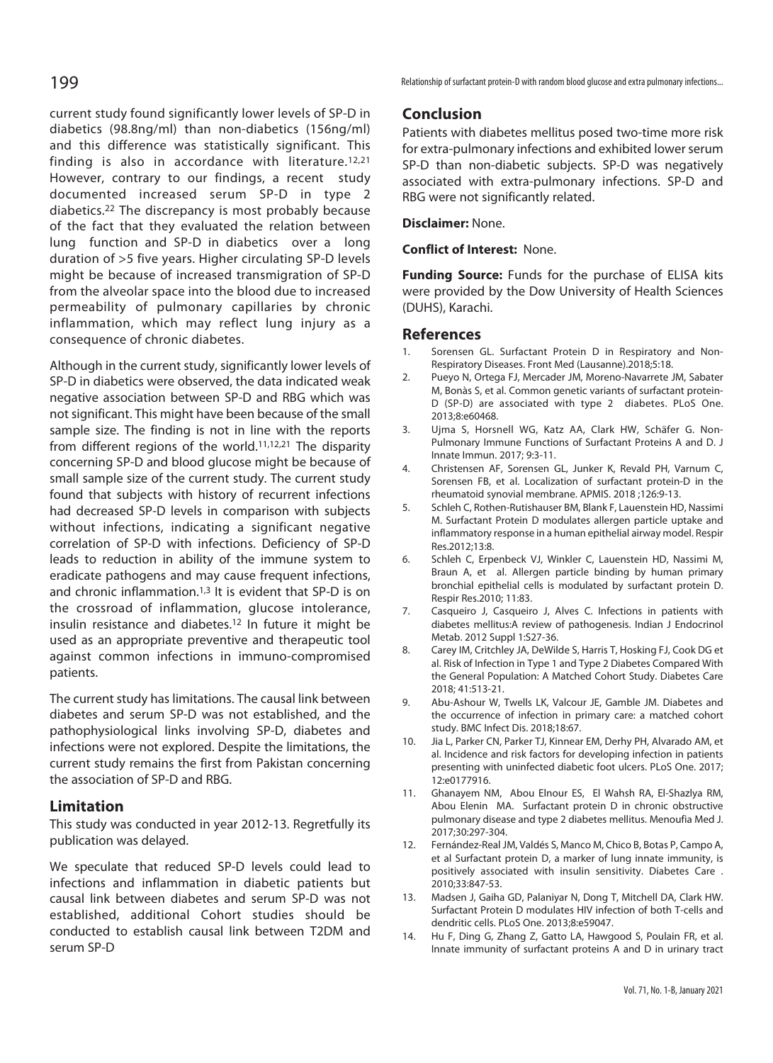current study found significantly lower levels of SP-D in diabetics (98.8ng/ml) than non-diabetics (156ng/ml) and this difference was statistically significant. This finding is also in accordance with literature.[12,21] However, contrary to our findings, a recent study documented increased serum SP-D in type 2 diabetics.[22] The discrepancy is most probably because of the fact that they evaluated the relation between lung function and SP-D in diabetics over a long duration of >5 five years. Higher circulating SP-D levels might be because of increased transmigration of SP-D from the alveolar space into the blood due to increased permeability of pulmonary capillaries by chronic inflammation, which may reflect lung injury as a consequence of chronic diabetes.

Although in the current study, significantly lower levels of SP-D in diabetics were observed, the data indicated weak negative association between SP-D and RBG which was not significant. This might have been because of the small sample size. The finding is not in line with the reports from different regions of the world.[11,12,21] The disparity concerning SP-D and blood glucose might be because of small sample size of the current study. The current study found that subjects with history of recurrent infections had decreased SP-D levels in comparison with subjects without infections, indicating a significant negative correlation of SP-D with infections. Deficiency of SP-D leads to reduction in ability of the immune system to eradicate pathogens and may cause frequent infections, and chronic inflammation.[1,3] It is evident that SP-D is on the crossroad of inflammation, glucose intolerance, insulin resistance and diabetes.[12] In future it might be used as an appropriate preventive and therapeutic tool against common infections in immuno-compromised patients.

The current study has limitations. The causal link between diabetes and serum SP-D was not established, and the pathophysiological links involving SP-D, diabetes and infections were not explored. Despite the limitations, the current study remains the first from Pakistan concerning the association of SP-D and RBG.

## Limitation

This study was conducted in year 2012-13. Regretfully its publication was delayed.

We speculate that reduced SP-D levels could lead to infections and inflammation in diabetic patients but causal link between diabetes and serum SP-D was not established, additional Cohort studies should be conducted to establish causal link between T2DM and serum SP-D

## Conclusion

Patients with diabetes mellitus posed two-time more risk for extra-pulmonary infections and exhibited lower serum SP-D than non-diabetic subjects. SP-D was negatively associated with extra-pulmonary infections. SP-D and RBG were not significantly related.

**Disclaimer:** None.

**Conflict of Interest:** None.

**Funding Source:** Funds for the purchase of ELISA kits were provided by the Dow University of Health Sciences (DUHS), Karachi.

## References

1. Sorensen GL. Surfactant Protein D in Respiratory and Non-Respiratory Diseases. Front Med (Lausanne).2018;5:18.
2. Pueyo N, Ortega FJ, Mercader JM, Moreno-Navarrete JM, Sabater M, Bonàs S, et al. Common genetic variants of surfactant protein-D (SP-D) are associated with type 2 diabetes. PLoS One. 2013;8:e60468.
3. Ujma S, Horsnell WG, Katz AA, Clark HW, Schäfer G. Non-Pulmonary Immune Functions of Surfactant Proteins A and D. J Innate Immun. 2017; 9:3-11.
4. Christensen AF, Sorensen GL, Junker K, Revald PH, Varnum C, Sorensen FB, et al. Localization of surfactant protein-D in the rheumatoid synovial membrane. APMIS. 2018 ;126:9-13.
5. Schleh C, Rothen-Rutishauser BM, Blank F, Lauenstein HD, Nassimi M. Surfactant Protein D modulates allergen particle uptake and inflammatory response in a human epithelial airway model. Respir Res.2012;13:8.
6. Schleh C, Erpenbeck VJ, Winkler C, Lauenstein HD, Nassimi M, Braun A, et al. Allergen particle binding by human primary bronchial epithelial cells is modulated by surfactant protein D. Respir Res.2010; 11:83.
7. Casqueiro J, Casqueiro J, Alves C. Infections in patients with diabetes mellitus:A review of pathogenesis. Indian J Endocrinol Metab. 2012 Suppl 1:S27-36.
8. Carey IM, Critchley JA, DeWilde S, Harris T, Hosking FJ, Cook DG et al. Risk of Infection in Type 1 and Type 2 Diabetes Compared With the General Population: A Matched Cohort Study. Diabetes Care 2018; 41:513-21.
9. Abu-Ashour W, Twells LK, Valcour JE, Gamble JM. Diabetes and the occurrence of infection in primary care: a matched cohort study. BMC Infect Dis. 2018;18:67.
10. Jia L, Parker CN, Parker TJ, Kinnear EM, Derhy PH, Alvarado AM, et al. Incidence and risk factors for developing infection in patients presenting with uninfected diabetic foot ulcers. PLoS One. 2017; 12:e0177916.
11. Ghanayem NM, Abou Elnour ES, El Wahsh RA, El-Shazlya RM, Abou Elenin MA. Surfactant protein D in chronic obstructive pulmonary disease and type 2 diabetes mellitus. Menoufia Med J. 2017;30:297-304.
12. Fernández-Real JM, Valdés S, Manco M, Chico B, Botas P, Campo A, et al Surfactant protein D, a marker of lung innate immunity, is positively associated with insulin sensitivity. Diabetes Care . 2010;33:847-53.
13. Madsen J, Gaiha GD, Palaniyar N, Dong T, Mitchell DA, Clark HW. Surfactant Protein D modulates HIV infection of both T-cells and dendritic cells. PLoS One. 2013;8:e59047.
14. Hu F, Ding G, Zhang Z, Gatto LA, Hawgood S, Poulain FR, et al. Innate immunity of surfactant proteins A and D in urinary tract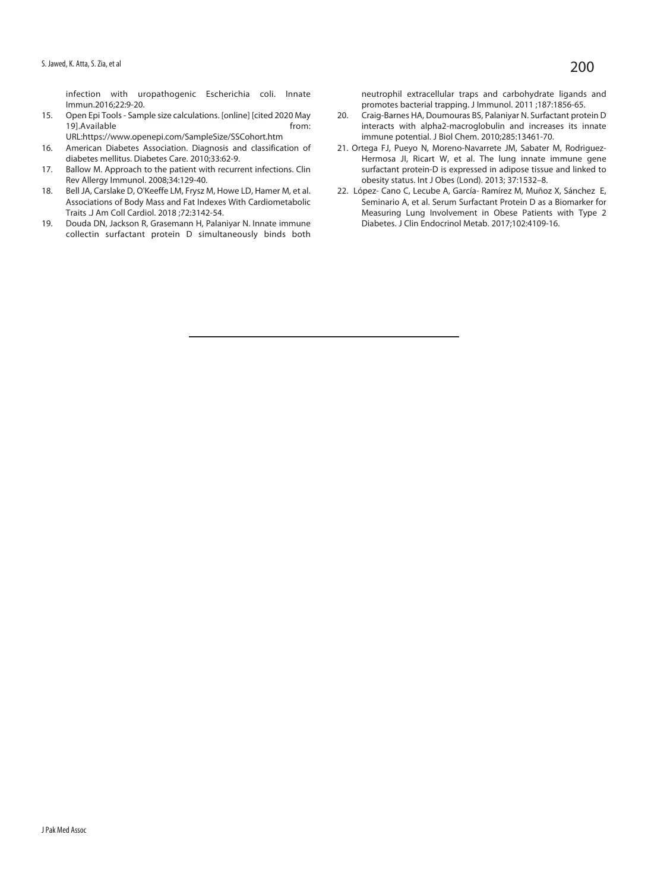infection with uropathogenic Escherichia coli. Innate Immun.2016;22:9-20.

15. Open Epi Tools - Sample size calculations. [online] [cited 2020 May 19].Available from: URL:https://www.openepi.com/SampleSize/SSCohort.htm
16. American Diabetes Association. Diagnosis and classification of diabetes mellitus. Diabetes Care. 2010;33:62-9.
17. Ballow M. Approach to the patient with recurrent infections. Clin Rev Allergy Immunol. 2008;34:129-40.
18. Bell JA, Carslake D, O'Keeffe LM, Frysz M, Howe LD, Hamer M, et al. Associations of Body Mass and Fat Indexes With Cardiometabolic Traits .J Am Coll Cardiol. 2018 ;72:3142-54.
19. Douda DN, Jackson R, Grasemann H, Palaniyar N. Innate immune collectin surfactant protein D simultaneously binds both neutrophil extracellular traps and carbohydrate ligands and promotes bacterial trapping. J Immunol. 2011 ;187:1856-65.
20. Craig-Barnes HA, Doumouras BS, Palaniyar N. Surfactant protein D interacts with alpha2-macroglobulin and increases its innate immune potential. J Biol Chem. 2010;285:13461-70.
21. Ortega FJ, Pueyo N, Moreno-Navarrete JM, Sabater M, Rodriguez-Hermosa JI, Ricart W, et al. The lung innate immune gene surfactant protein-D is expressed in adipose tissue and linked to obesity status. Int J Obes (Lond). 2013; 37:1532–8.
22. López- Cano C, Lecube A, García- Ramírez M, Muñoz X, Sánchez E, Seminario A, et al. Serum Surfactant Protein D as a Biomarker for Measuring Lung Involvement in Obese Patients with Type 2 Diabetes. J Clin Endocrinol Metab. 2017;102:4109-16.